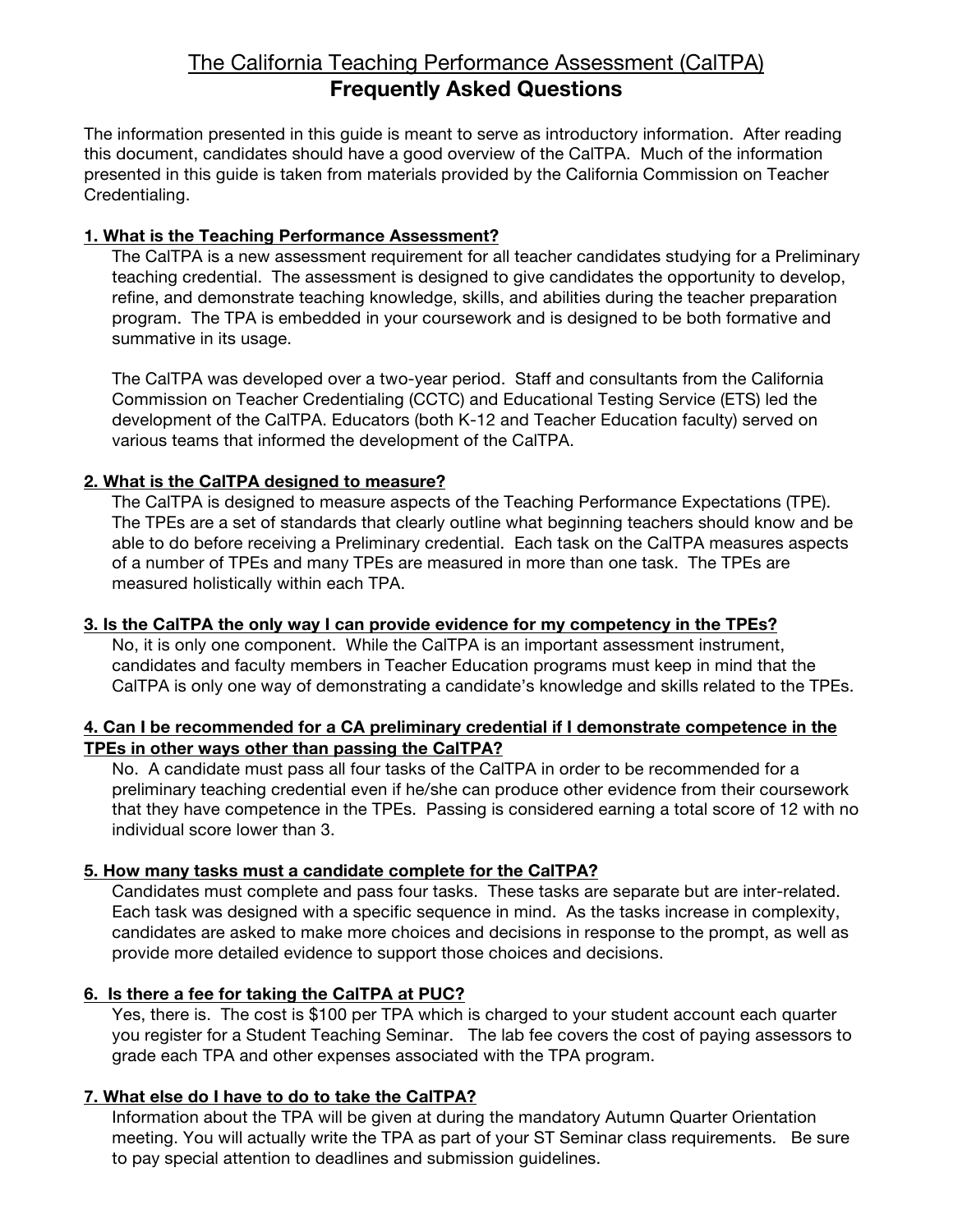# The California Teaching Performance Assessment (CalTPA)
## Frequently Asked Questions

The information presented in this guide is meant to serve as introductory information. After reading this document, candidates should have a good overview of the CalTPA. Much of the information presented in this guide is taken from materials provided by the California Commission on Teacher Credentialing.

### 1. What is the Teaching Performance Assessment?

The CalTPA is a new assessment requirement for all teacher candidates studying for a Preliminary teaching credential. The assessment is designed to give candidates the opportunity to develop, refine, and demonstrate teaching knowledge, skills, and abilities during the teacher preparation program. The TPA is embedded in your coursework and is designed to be both formative and summative in its usage.

The CalTPA was developed over a two-year period. Staff and consultants from the California Commission on Teacher Credentialing (CCTC) and Educational Testing Service (ETS) led the development of the CalTPA. Educators (both K-12 and Teacher Education faculty) served on various teams that informed the development of the CalTPA.

### 2. What is the CalTPA designed to measure?

The CalTPA is designed to measure aspects of the Teaching Performance Expectations (TPE). The TPEs are a set of standards that clearly outline what beginning teachers should know and be able to do before receiving a Preliminary credential. Each task on the CalTPA measures aspects of a number of TPEs and many TPEs are measured in more than one task. The TPEs are measured holistically within each TPA.

### 3. Is the CalTPA the only way I can provide evidence for my competency in the TPEs?

No, it is only one component. While the CalTPA is an important assessment instrument, candidates and faculty members in Teacher Education programs must keep in mind that the CalTPA is only one way of demonstrating a candidate's knowledge and skills related to the TPEs.

### 4. Can I be recommended for a CA preliminary credential if I demonstrate competence in the TPEs in other ways other than passing the CalTPA?

No. A candidate must pass all four tasks of the CalTPA in order to be recommended for a preliminary teaching credential even if he/she can produce other evidence from their coursework that they have competence in the TPEs. Passing is considered earning a total score of 12 with no individual score lower than 3.

### 5. How many tasks must a candidate complete for the CalTPA?

Candidates must complete and pass four tasks. These tasks are separate but are inter-related. Each task was designed with a specific sequence in mind. As the tasks increase in complexity, candidates are asked to make more choices and decisions in response to the prompt, as well as provide more detailed evidence to support those choices and decisions.

### 6. Is there a fee for taking the CalTPA at PUC?

Yes, there is. The cost is $100 per TPA which is charged to your student account each quarter you register for a Student Teaching Seminar. The lab fee covers the cost of paying assessors to grade each TPA and other expenses associated with the TPA program.

### 7. What else do I have to do to take the CalTPA?

Information about the TPA will be given at during the mandatory Autumn Quarter Orientation meeting. You will actually write the TPA as part of your ST Seminar class requirements. Be sure to pay special attention to deadlines and submission guidelines.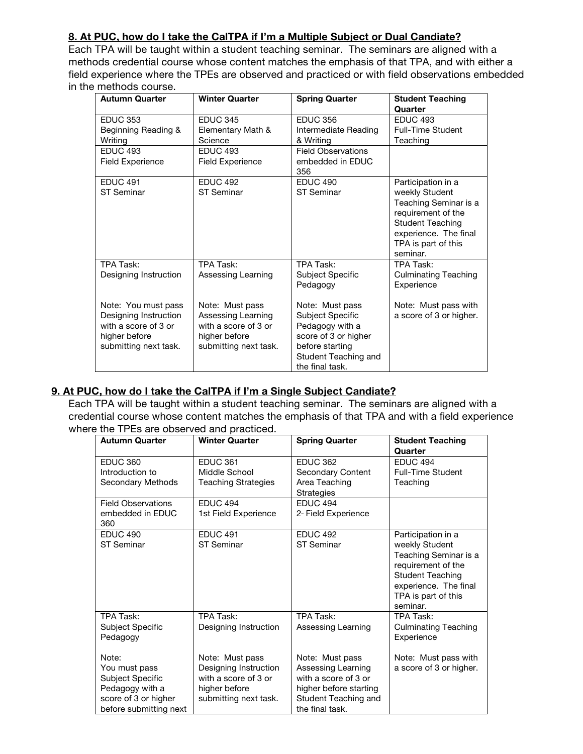**8. At PUC, how do I take the CalTPA if I'm a Multiple Subject or Dual Candiate?**

Each TPA will be taught within a student teaching seminar. The seminars are aligned with a methods credential course whose content matches the emphasis of that TPA, and with either a field experience where the TPEs are observed and practiced or with field observations embedded in the methods course.

| Autumn Quarter | Winter Quarter | Spring Quarter | Student Teaching Quarter |
|---|---|---|---|
| EDUC 353 Beginning Reading & Writing | EDUC 345 Elementary Math & Science | EDUC 356 Intermediate Reading & Writing | EDUC 493 Full-Time Student Teaching |
| EDUC 493 Field Experience | EDUC 493 Field Experience | Field Observations embedded in EDUC 356 | |
| EDUC 491 ST Seminar | EDUC 492 ST Seminar | EDUC 490 ST Seminar | Participation in a weekly Student Teaching Seminar is a requirement of the Student Teaching experience. The final TPA is part of this seminar. |
| TPA Task: Designing Instruction<br><br>Note: You must pass Designing Instruction with a score of 3 or higher before submitting next task. | TPA Task: Assessing Learning<br><br>Note: Must pass Assessing Learning with a score of 3 or higher before submitting next task. | TPA Task: Subject Specific Pedagogy<br><br>Note: Must pass Subject Specific Pedagogy with a score of 3 or higher before starting Student Teaching and the final task. | TPA Task: Culminating Teaching Experience<br><br>Note: Must pass with a score of 3 or higher. |

**9. At PUC, how do I take the CalTPA if I'm a Single Subject Candiate?**

Each TPA will be taught within a student teaching seminar. The seminars are aligned with a credential course whose content matches the emphasis of that TPA and with a field experience where the TPEs are observed and practiced.

| Autumn Quarter | Winter Quarter | Spring Quarter | Student Teaching Quarter |
|---|---|---|---|
| EDUC 360 Introduction to Secondary Methods | EDUC 361 Middle School Teaching Strategies | EDUC 362 Secondary Content Area Teaching Strategies | EDUC 494 Full-Time Student Teaching |
| Field Observations embedded in EDUC 360 | EDUC 494 1st Field Experience | EDUC 494 2nd Field Experience | |
| EDUC 490 ST Seminar | EDUC 491 ST Seminar | EDUC 492 ST Seminar | Participation in a weekly Student Teaching Seminar is a requirement of the Student Teaching experience. The final TPA is part of this seminar. |
| TPA Task: Subject Specific Pedagogy<br><br>Note: You must pass Subject Specific Pedagogy with a score of 3 or higher before submitting next | TPA Task: Designing Instruction<br><br>Note: Must pass Designing Instruction with a score of 3 or higher before submitting next task. | TPA Task: Assessing Learning<br><br>Note: Must pass Assessing Learning with a score of 3 or higher before starting Student Teaching and the final task. | TPA Task: Culminating Teaching Experience<br><br>Note: Must pass with a score of 3 or higher. |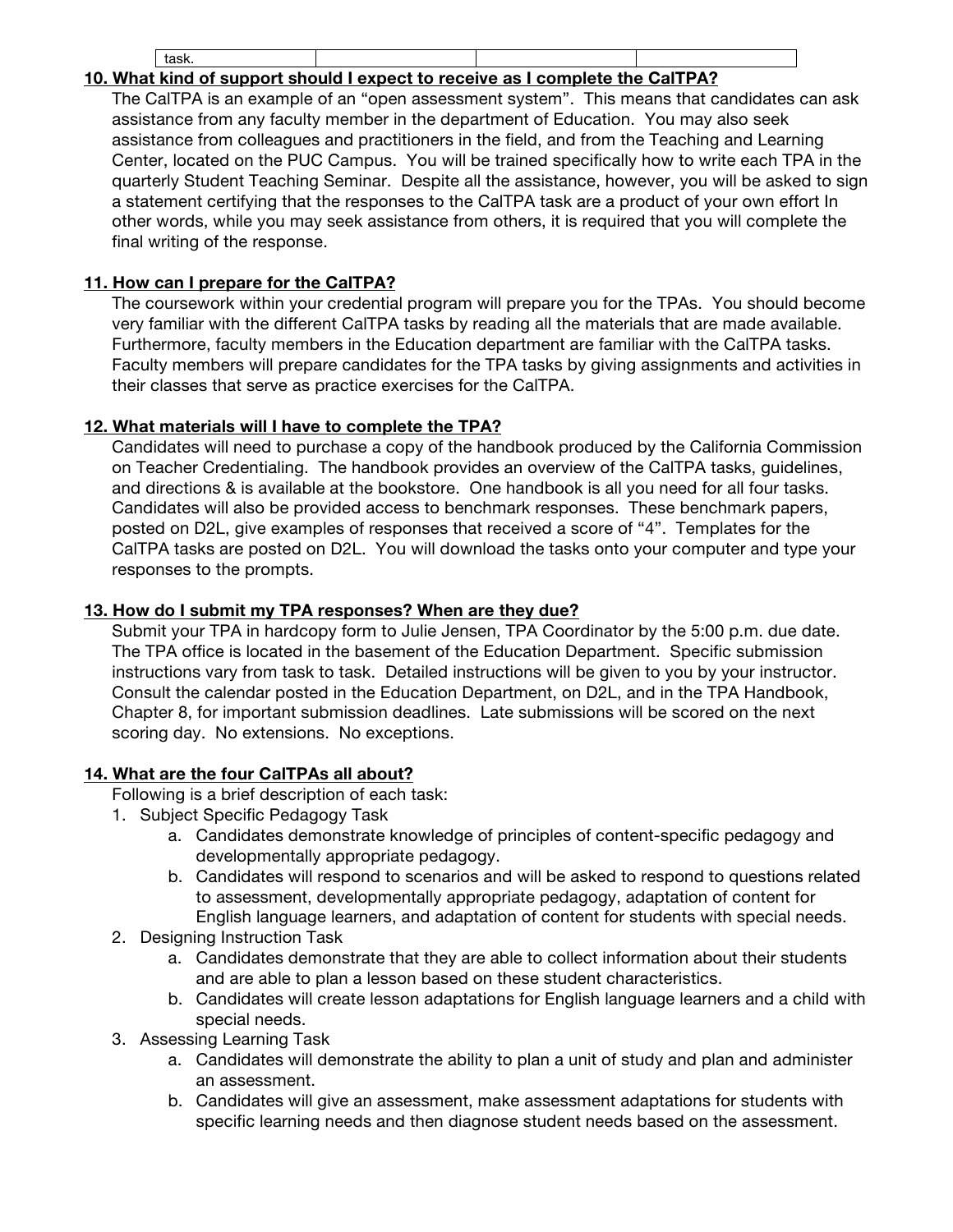| task. | | | |
|---|---|---|---|

**10. What kind of support should I expect to receive as I complete the CalTPA?**

The CalTPA is an example of an "open assessment system". This means that candidates can ask assistance from any faculty member in the department of Education. You may also seek assistance from colleagues and practitioners in the field, and from the Teaching and Learning Center, located on the PUC Campus. You will be trained specifically how to write each TPA in the quarterly Student Teaching Seminar. Despite all the assistance, however, you will be asked to sign a statement certifying that the responses to the CalTPA task are a product of your own effort In other words, while you may seek assistance from others, it is required that you will complete the final writing of the response.

**11. How can I prepare for the CalTPA?**

The coursework within your credential program will prepare you for the TPAs. You should become very familiar with the different CalTPA tasks by reading all the materials that are made available. Furthermore, faculty members in the Education department are familiar with the CalTPA tasks. Faculty members will prepare candidates for the TPA tasks by giving assignments and activities in their classes that serve as practice exercises for the CalTPA.

**12. What materials will I have to complete the TPA?**

Candidates will need to purchase a copy of the handbook produced by the California Commission on Teacher Credentialing. The handbook provides an overview of the CalTPA tasks, guidelines, and directions & is available at the bookstore. One handbook is all you need for all four tasks. Candidates will also be provided access to benchmark responses. These benchmark papers, posted on D2L, give examples of responses that received a score of "4". Templates for the CalTPA tasks are posted on D2L. You will download the tasks onto your computer and type your responses to the prompts.

**13. How do I submit my TPA responses? When are they due?**

Submit your TPA in hardcopy form to Julie Jensen, TPA Coordinator by the 5:00 p.m. due date. The TPA office is located in the basement of the Education Department. Specific submission instructions vary from task to task. Detailed instructions will be given to you by your instructor. Consult the calendar posted in the Education Department, on D2L, and in the TPA Handbook, Chapter 8, for important submission deadlines. Late submissions will be scored on the next scoring day. No extensions. No exceptions.

**14. What are the four CalTPAs all about?**

Following is a brief description of each task:

1. Subject Specific Pedagogy Task
    a. Candidates demonstrate knowledge of principles of content-specific pedagogy and developmentally appropriate pedagogy.
    b. Candidates will respond to scenarios and will be asked to respond to questions related to assessment, developmentally appropriate pedagogy, adaptation of content for English language learners, and adaptation of content for students with special needs.
2. Designing Instruction Task
    a. Candidates demonstrate that they are able to collect information about their students and are able to plan a lesson based on these student characteristics.
    b. Candidates will create lesson adaptations for English language learners and a child with special needs.
3. Assessing Learning Task
    a. Candidates will demonstrate the ability to plan a unit of study and plan and administer an assessment.
    b. Candidates will give an assessment, make assessment adaptations for students with specific learning needs and then diagnose student needs based on the assessment.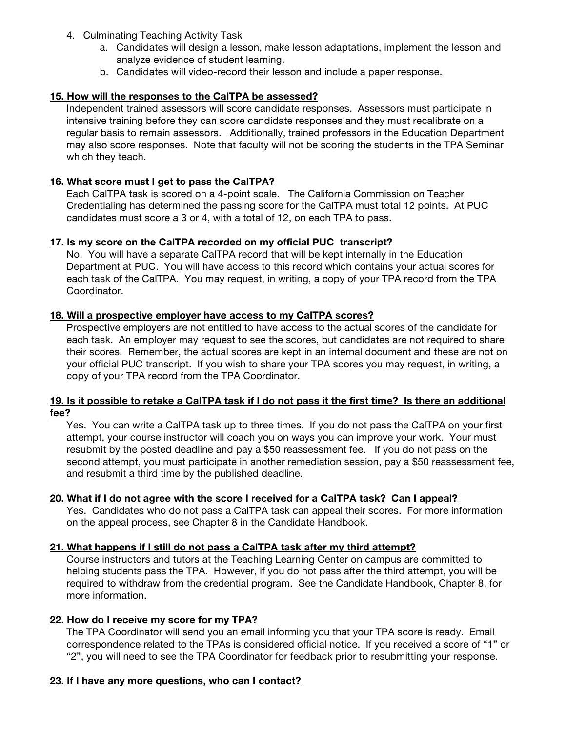4. Culminating Teaching Activity Task
    a. Candidates will design a lesson, make lesson adaptations, implement the lesson and analyze evidence of student learning.
    b. Candidates will video-record their lesson and include a paper response.

**15. How will the responses to the CalTPA be assessed?**

Independent trained assessors will score candidate responses. Assessors must participate in intensive training before they can score candidate responses and they must recalibrate on a regular basis to remain assessors. Additionally, trained professors in the Education Department may also score responses. Note that faculty will not be scoring the students in the TPA Seminar which they teach.

**16. What score must I get to pass the CalTPA?**

Each CalTPA task is scored on a 4-point scale. The California Commission on Teacher Credentialing has determined the passing score for the CalTPA must total 12 points. At PUC candidates must score a 3 or 4, with a total of 12, on each TPA to pass.

**17. Is my score on the CalTPA recorded on my official PUC transcript?**

No. You will have a separate CalTPA record that will be kept internally in the Education Department at PUC. You will have access to this record which contains your actual scores for each task of the CalTPA. You may request, in writing, a copy of your TPA record from the TPA Coordinator.

**18. Will a prospective employer have access to my CalTPA scores?**

Prospective employers are not entitled to have access to the actual scores of the candidate for each task. An employer may request to see the scores, but candidates are not required to share their scores. Remember, the actual scores are kept in an internal document and these are not on your official PUC transcript. If you wish to share your TPA scores you may request, in writing, a copy of your TPA record from the TPA Coordinator.

**19. Is it possible to retake a CalTPA task if I do not pass it the first time? Is there an additional fee?**

Yes. You can write a CalTPA task up to three times. If you do not pass the CalTPA on your first attempt, your course instructor will coach you on ways you can improve your work. Your must resubmit by the posted deadline and pay a $50 reassessment fee. If you do not pass on the second attempt, you must participate in another remediation session, pay a $50 reassessment fee, and resubmit a third time by the published deadline.

**20. What if I do not agree with the score I received for a CalTPA task? Can I appeal?**

Yes. Candidates who do not pass a CalTPA task can appeal their scores. For more information on the appeal process, see Chapter 8 in the Candidate Handbook.

**21. What happens if I still do not pass a CalTPA task after my third attempt?**

Course instructors and tutors at the Teaching Learning Center on campus are committed to helping students pass the TPA. However, if you do not pass after the third attempt, you will be required to withdraw from the credential program. See the Candidate Handbook, Chapter 8, for more information.

**22. How do I receive my score for my TPA?**

The TPA Coordinator will send you an email informing you that your TPA score is ready. Email correspondence related to the TPAs is considered official notice. If you received a score of "1" or "2", you will need to see the TPA Coordinator for feedback prior to resubmitting your response.

**23. If I have any more questions, who can I contact?**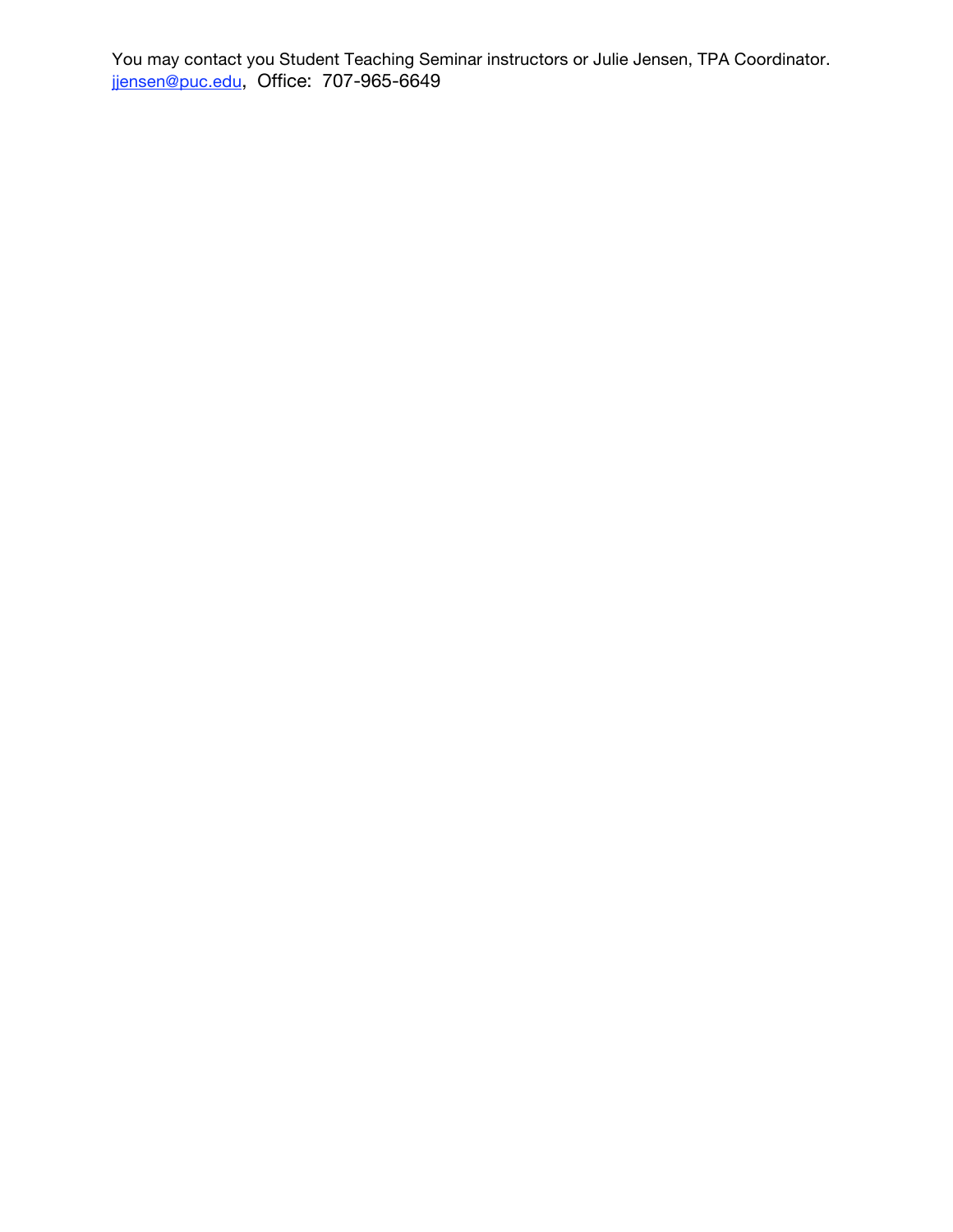You may contact you Student Teaching Seminar instructors or Julie Jensen, TPA Coordinator.
jjensen@puc.edu, Office: 707-965-6649